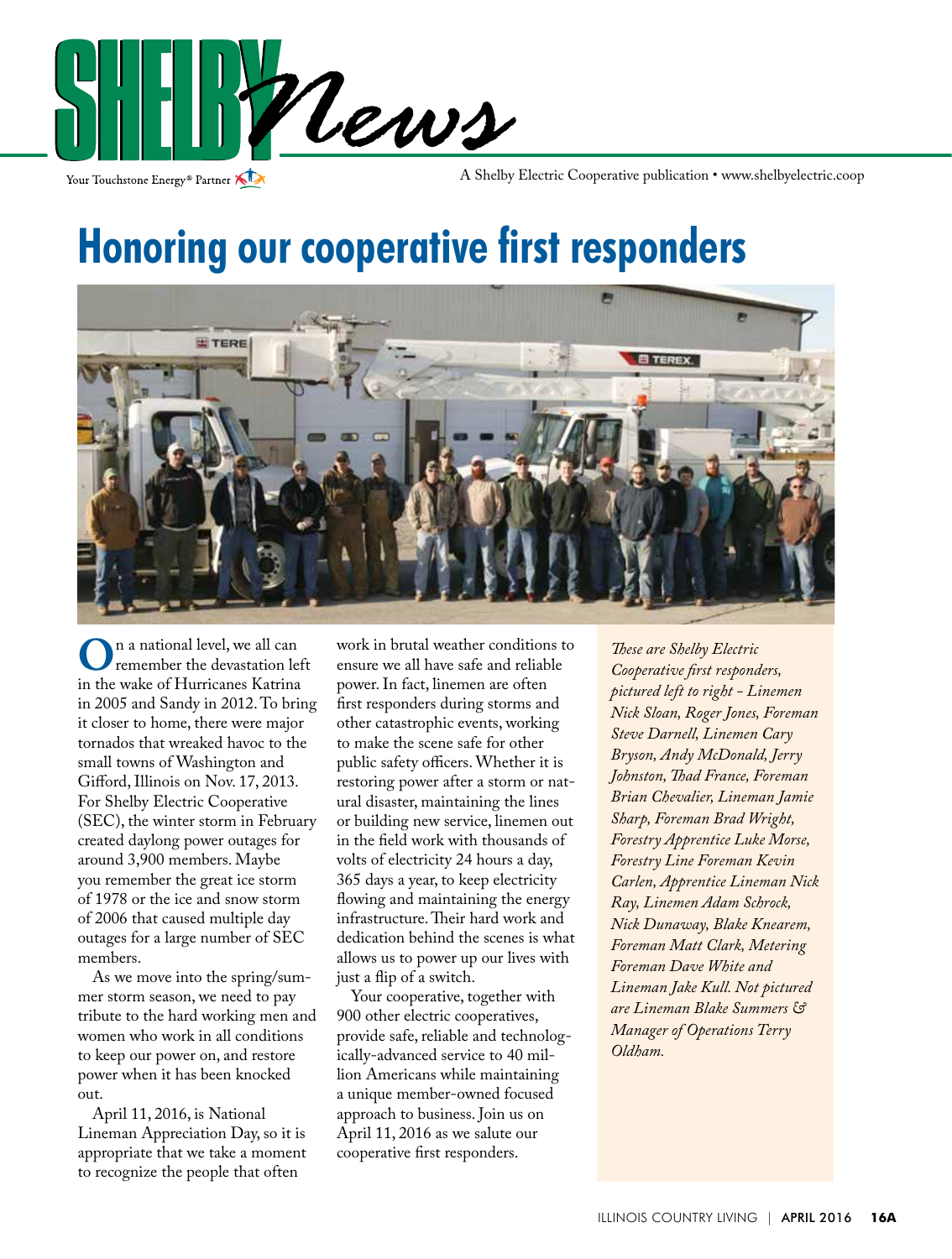# SHELBY News

Your Touchstone Energy® Partner

A Shelby Electric Cooperative publication • www.shelbyelectric.coop

# Honoring our cooperative first responders

On a national level, we all can remember the devastation left in the wake of Hurricanes Katrina in 2005 and Sandy in 2012. To bring it closer to home, there were major tornados that wreaked havoc to the small towns of Washington and Gifford, Illinois on Nov. 17, 2013. For Shelby Electric Cooperative (SEC), the winter storm in February created daylong power outages for around 3,900 members. Maybe you remember the great ice storm of 1978 or the ice and snow storm of 2006 that caused multiple day outages for a large number of SEC members.

As we move into the spring/summer storm season, we need to pay tribute to the hard working men and women who work in all conditions to keep our power on, and restore power when it has been knocked out.

April 11, 2016, is National Lineman Appreciation Day, so it is appropriate that we take a moment to recognize the people that often work in brutal weather conditions to ensure we all have safe and reliable power. In fact, linemen are often first responders during storms and other catastrophic events, working to make the scene safe for other public safety officers. Whether it is restoring power after a storm or natural disaster, maintaining the lines or building new service, linemen out in the field work with thousands of volts of electricity 24 hours a day, 365 days a year, to keep electricity flowing and maintaining the energy infrastructure. Their hard work and dedication behind the scenes is what allows us to power up our lives with just a flip of a switch.

Your cooperative, together with 900 other electric cooperatives, provide safe, reliable and technologically-advanced service to 40 million Americans while maintaining a unique member-owned focused approach to business. Join us on April 11, 2016 as we salute our cooperative first responders.

*These are Shelby Electric Cooperative first responders, pictured left to right - Linemen Nick Sloan, Roger Jones, Foreman Steve Darnell, Linemen Cary Bryson, Andy McDonald, Jerry Johnston, Thad France, Foreman Brian Chevalier, Lineman Jamie Sharp, Foreman Brad Wright, Forestry Apprentice Luke Morse, Forestry Line Foreman Kevin Carlen, Apprentice Lineman Nick Ray, Linemen Adam Schrock, Nick Dunaway, Blake Knearem, Foreman Matt Clark, Metering Foreman Dave White and Lineman Jake Kull. Not pictured are Lineman Blake Summers & Manager of Operations Terry Oldham.*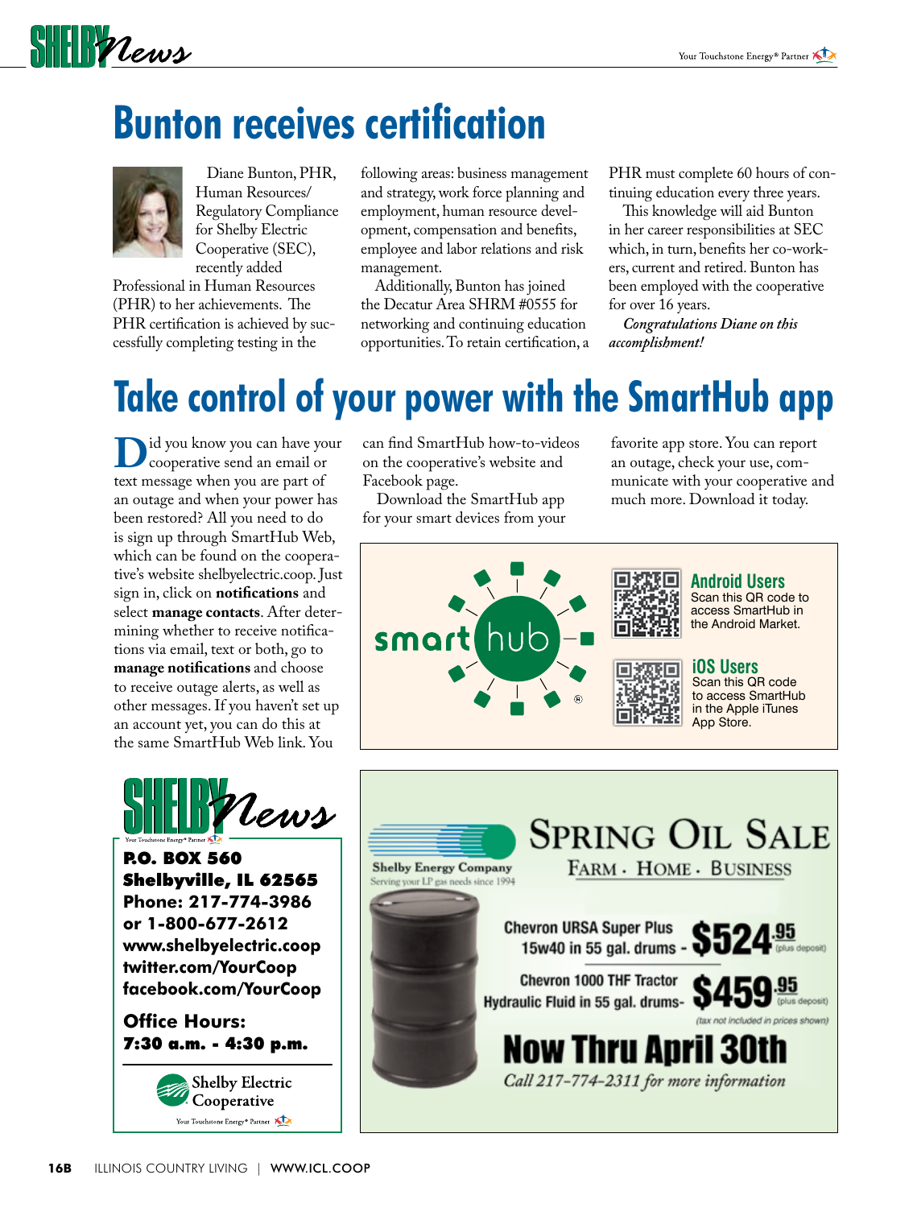# Bunton receives certification

Diane Bunton, PHR, Human Resources/ Regulatory Compliance for Shelby Electric Cooperative (SEC), recently added Professional in Human Resources (PHR) to her achievements. The PHR certification is achieved by successfully completing testing in the following areas: business management and strategy, work force planning and employment, human resource development, compensation and benefits, employee and labor relations and risk management.

Additionally, Bunton has joined the Decatur Area SHRM #0555 for networking and continuing education opportunities. To retain certification, a PHR must complete 60 hours of continuing education every three years.

This knowledge will aid Bunton in her career responsibilities at SEC which, in turn, benefits her co-workers, current and retired. Bunton has been employed with the cooperative for over 16 years.

*Congratulations Diane on this accomplishment!*

# Take control of your power with the SmartHub app

Did you know you can have your cooperative send an email or text message when you are part of an outage and when your power has been restored? All you need to do is sign up through SmartHub Web, which can be found on the cooperative's website shelbyelectric.coop. Just sign in, click on **notifications** and select **manage contacts**. After determining whether to receive notifications via email, text or both, go to **manage notifications** and choose to receive outage alerts, as well as other messages. If you haven't set up an account yet, you can do this at the same SmartHub Web link. You can find SmartHub how-to-videos on the cooperative's website and Facebook page.

Download the SmartHub app for your smart devices from your favorite app store. You can report an outage, check your use, communicate with your cooperative and much more. Download it today.

smart hub®

**Android Users**
Scan this QR code to access SmartHub in the Android Market.

**iOS Users**
Scan this QR code to access SmartHub in the Apple iTunes App Store.

---

SHELBY News

**P.O. BOX 560**
**Shelbyville, IL 62565**
**Phone: 217-774-3986**
**or 1-800-677-2612**
**www.shelbyelectric.coop**
**twitter.com/YourCoop**
**facebook.com/YourCoop**

**Office Hours:**
**7:30 a.m. - 4:30 p.m.**

Shelby Electric Cooperative
Your Touchstone Energy® Partner

---

Shelby Energy Company
Serving your LP gas needs since 1994

## Spring Oil Sale

Farm · Home · Business

Chevron URSA Super Plus 15w40 in 55 gal. drums - **$524.95** (plus deposit)

Chevron 1000 THF Tractor Hydraulic Fluid in 55 gal. drums- **$459.95** (plus deposit)

(tax not included in prices shown)

**Now Thru April 30th**

*Call 217-774-2311 for more information*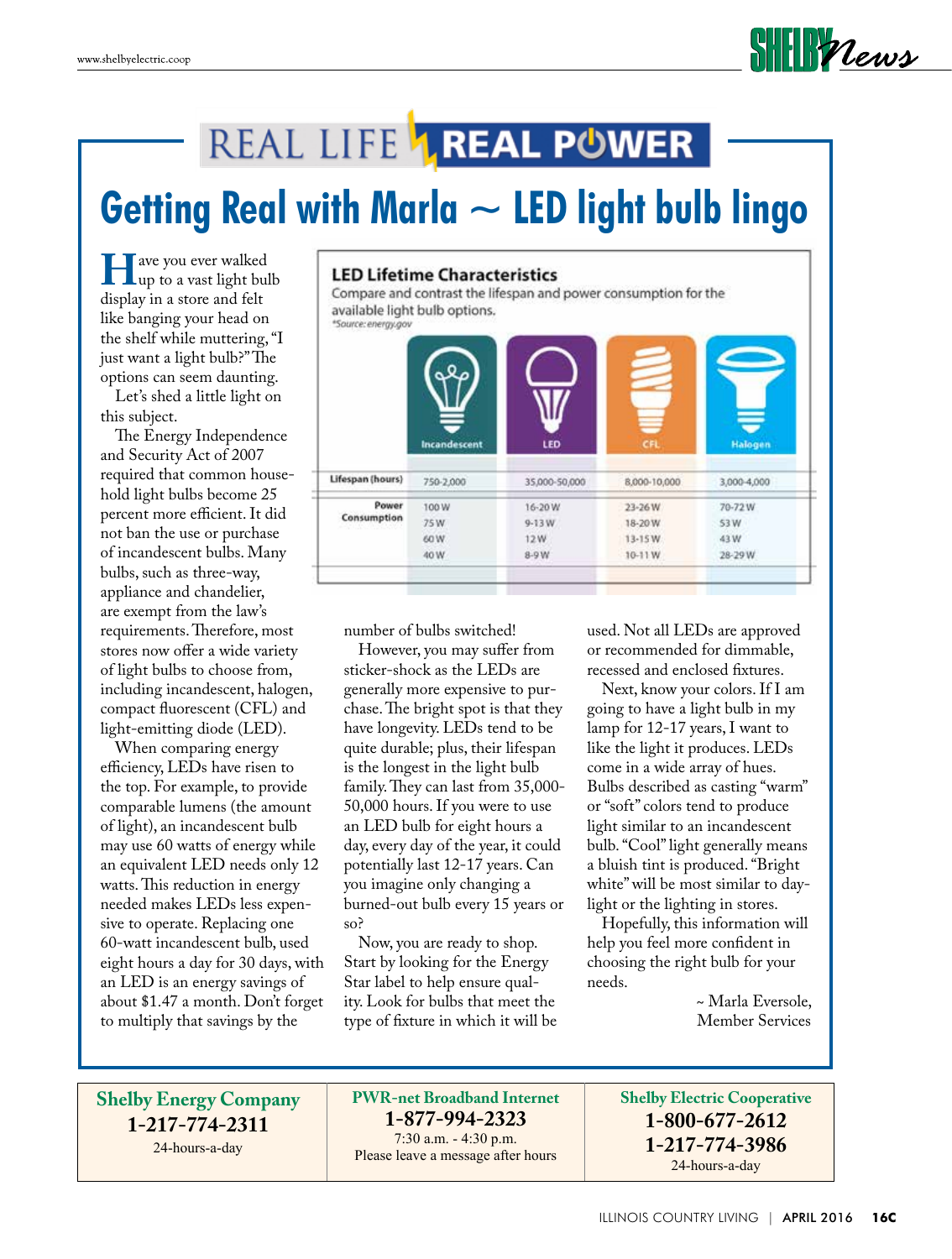# REAL LIFE REAL POWER

## Getting Real with Marla ~ LED light bulb lingo

Have you ever walked up to a vast light bulb display in a store and felt like banging your head on the shelf while muttering, "I just want a light bulb?" The options can seem daunting.

Let's shed a little light on this subject.

The Energy Independence and Security Act of 2007 required that common household light bulbs become 25 percent more efficient. It did not ban the use or purchase of incandescent bulbs. Many bulbs, such as three-way, appliance and chandelier, are exempt from the law's requirements. Therefore, most stores now offer a wide variety of light bulbs to choose from, including incandescent, halogen, compact fluorescent (CFL) and light-emitting diode (LED).

When comparing energy efficiency, LEDs have risen to the top. For example, to provide comparable lumens (the amount of light), an incandescent bulb may use 60 watts of energy while an equivalent LED needs only 12 watts. This reduction in energy needed makes LEDs less expensive to operate. Replacing one 60-watt incandescent bulb, used eight hours a day for 30 days, with an LED is an energy savings of about $1.47 a month. Don't forget to multiply that savings by the number of bulbs switched!

**LED Lifetime Characteristics**

Compare and contrast the lifespan and power consumption for the available light bulb options.

*Source: energy.gov

| | Incandescent | LED | CFL | Halogen |
|---|---|---|---|---|
| Lifespan (hours) | 750-2,000 | 35,000-50,000 | 8,000-10,000 | 3,000-4,000 |
| Power Consumption | 100 W | 16-20 W | 23-26 W | 70-72 W |
| | 75 W | 9-13 W | 18-20 W | 53 W |
| | 60 W | 12 W | 13-15 W | 43 W |
| | 40 W | 8-9 W | 10-11 W | 28-29 W |

However, you may suffer from sticker-shock as the LEDs are generally more expensive to purchase. The bright spot is that they have longevity. LEDs tend to be quite durable; plus, their lifespan is the longest in the light bulb family. They can last from 35,000-50,000 hours. If you were to use an LED bulb for eight hours a day, every day of the year, it could potentially last 12-17 years. Can you imagine only changing a burned-out bulb every 15 years or so?

Now, you are ready to shop. Start by looking for the Energy Star label to help ensure quality. Look for bulbs that meet the type of fixture in which it will be used. Not all LEDs are approved or recommended for dimmable, recessed and enclosed fixtures.

Next, know your colors. If I am going to have a light bulb in my lamp for 12-17 years, I want to like the light it produces. LEDs come in a wide array of hues. Bulbs described as casting "warm" or "soft" colors tend to produce light similar to an incandescent bulb. "Cool" light generally means a bluish tint is produced. "Bright white" will be most similar to daylight or the lighting in stores.

Hopefully, this information will help you feel more confident in choosing the right bulb for your needs.

~ Marla Eversole,
Member Services

| **Shelby Energy Company** | **PWR-net Broadband Internet** | **Shelby Electric Cooperative** |
|---|---|---|
| **1-217-774-2311** | **1-877-994-2323** | **1-800-677-2612** |
| 24-hours-a-day | 7:30 a.m. - 4:30 p.m. | **1-217-774-3986** |
| | Please leave a message after hours | 24-hours-a-day |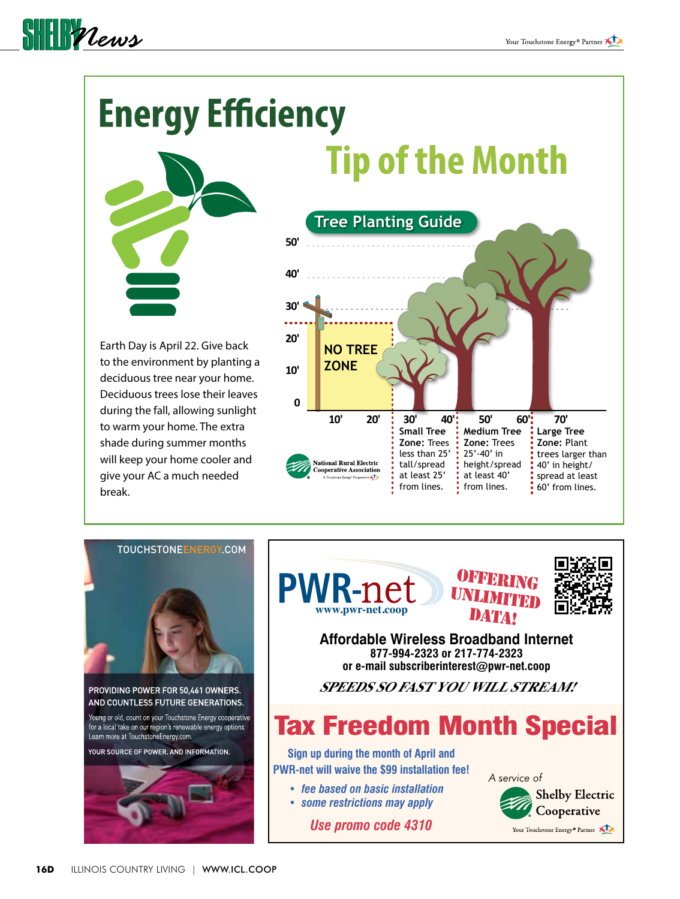# Energy Efficiency

## Tip of the Month

Earth Day is April 22. Give back to the environment by planting a deciduous tree near your home. Deciduous trees lose their leaves during the fall, allowing sunlight to warm your home. The extra shade during summer months will keep your home cooler and give your AC a much needed break.

### Tree Planting Guide

50'
40'
30'
20'
10'
0

NO TREE ZONE

10' 20' 30' 40' 50' 60' 70'

**Small Tree Zone:** Trees less than 25' tall/spread at least 25' from lines.

**Medium Tree Zone:** Trees 25'-40' in height/spread at least 40' from lines.

**Large Tree Zone:** Plant trees larger than 40' in height/ spread at least 60' from lines.

National Rural Electric Cooperative Association

---

TOUCHSTONEENERGY.COM

PROVIDING POWER FOR 50,461 OWNERS. AND COUNTLESS FUTURE GENERATIONS.

Young or old, count on your Touchstone Energy cooperative for a local take on our region's renewable energy options. Learn more at TouchstoneEnergy.com.

YOUR SOURCE OF POWER. AND INFORMATION.

---

PWR-net
www.pwr-net.coop

OFFERING UNLIMITED DATA!

**Affordable Wireless Broadband Internet**
**877-994-2323 or 217-774-2323**
**or e-mail subscriberinterest@pwr-net.coop**

***SPEEDS SO FAST YOU WILL STREAM!***

## Tax Freedom Month Special

Sign up during the month of April and PWR-net will waive the $99 installation fee!

- *fee based on basic installation*
- *some restrictions may apply*

*Use promo code 4310*

*A service of* Shelby Electric Cooperative
Your Touchstone Energy® Partner